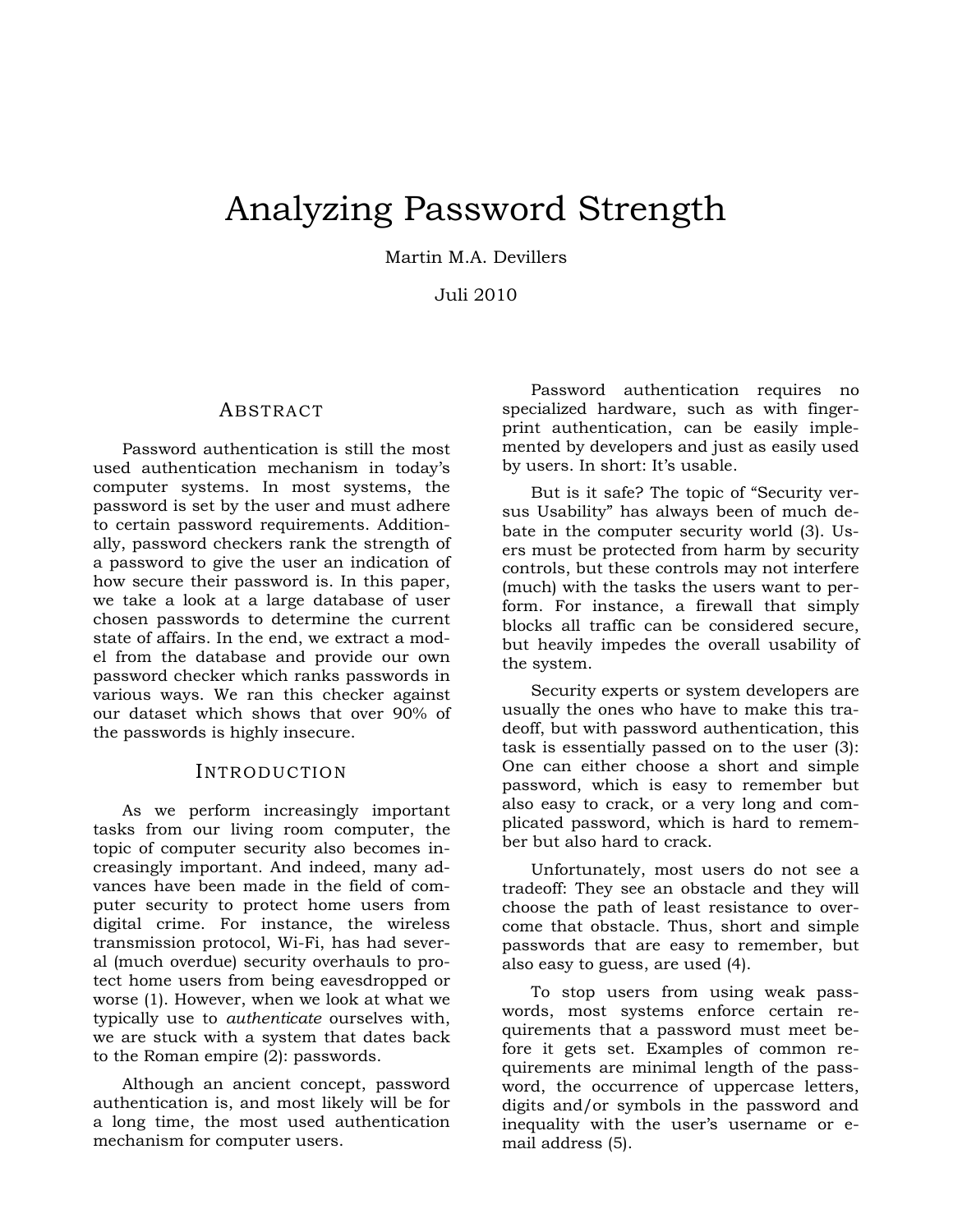# Analyzing Password Strength

Martin M.A. Devillers

Juli 2010

## Abstract

Password authentication is still the most used authentication mechanism in today's computer systems. In most systems, the password is set by the user and must adhere to certain password requirements. Additionally, password checkers rank the strength of a password to give the user an indication of how secure their password is. In this paper, we take a look at a large database of user chosen passwords to determine the current state of affairs. In the end, we extract a model from the database and provide our own password checker which ranks passwords in various ways. We ran this checker against our dataset which shows that over 90% of the passwords is highly insecure.

## Introduction

As we perform increasingly important tasks from our living room computer, the topic of computer security also becomes increasingly important. And indeed, many advances have been made in the field of computer security to protect home users from digital crime. For instance, the wireless transmission protocol, Wi-Fi, has had several (much overdue) security overhauls to protect home users from being eavesdropped or worse (1). However, when we look at what we typically use to *authenticate* ourselves with, we are stuck with a system that dates back to the Roman empire (2): passwords.

Although an ancient concept, password authentication is, and most likely will be for a long time, the most used authentication mechanism for computer users.

Password authentication requires no specialized hardware, such as with fingerprint authentication, can be easily implemented by developers and just as easily used by users. In short: It's usable.

But is it safe? The topic of "Security versus Usability" has always been of much debate in the computer security world (3). Users must be protected from harm by security controls, but these controls may not interfere (much) with the tasks the users want to perform. For instance, a firewall that simply blocks all traffic can be considered secure, but heavily impedes the overall usability of the system.

Security experts or system developers are usually the ones who have to make this tradeoff, but with password authentication, this task is essentially passed on to the user (3): One can either choose a short and simple password, which is easy to remember but also easy to crack, or a very long and complicated password, which is hard to remember but also hard to crack.

Unfortunately, most users do not see a tradeoff: They see an obstacle and they will choose the path of least resistance to overcome that obstacle. Thus, short and simple passwords that are easy to remember, but also easy to guess, are used (4).

To stop users from using weak passwords, most systems enforce certain requirements that a password must meet before it gets set. Examples of common requirements are minimal length of the password, the occurrence of uppercase letters, digits and/or symbols in the password and inequality with the user's username or e-mail address (5).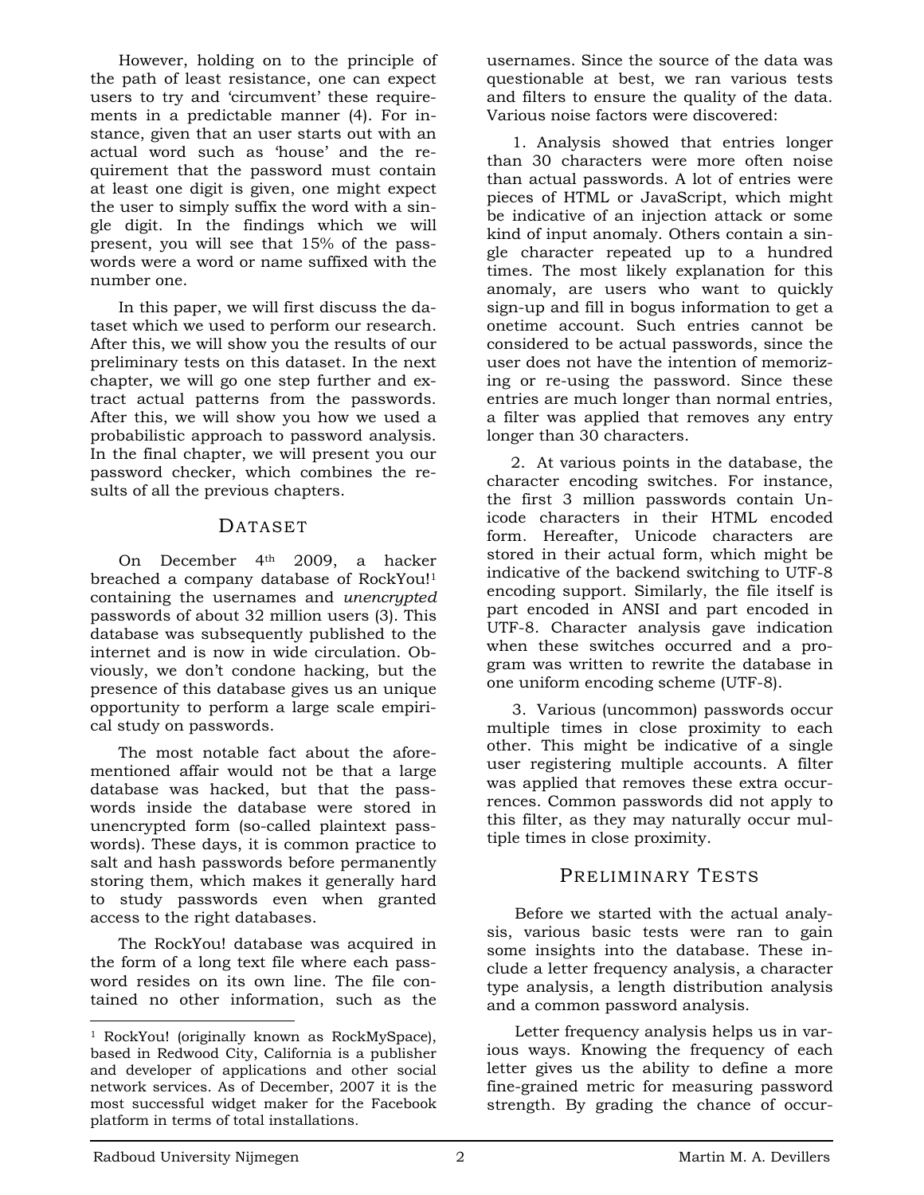However, holding on to the principle of the path of least resistance, one can expect users to try and 'circumvent' these requirements in a predictable manner (4). For instance, given that an user starts out with an actual word such as 'house' and the requirement that the password must contain at least one digit is given, one might expect the user to simply suffix the word with a single digit. In the findings which we will present, you will see that 15% of the passwords were a word or name suffixed with the number one.

In this paper, we will first discuss the dataset which we used to perform our research. After this, we will show you the results of our preliminary tests on this dataset. In the next chapter, we will go one step further and extract actual patterns from the passwords. After this, we will show you how we used a probabilistic approach to password analysis. In the final chapter, we will present you our password checker, which combines the results of all the previous chapters.

## Dataset

On December 4th 2009, a hacker breached a company database of RockYou![1] containing the usernames and *unencrypted* passwords of about 32 million users (3). This database was subsequently published to the internet and is now in wide circulation. Obviously, we don't condone hacking, but the presence of this database gives us an unique opportunity to perform a large scale empirical study on passwords.

The most notable fact about the aforementioned affair would not be that a large database was hacked, but that the passwords inside the database were stored in unencrypted form (so-called plaintext passwords). These days, it is common practice to salt and hash passwords before permanently storing them, which makes it generally hard to study passwords even when granted access to the right databases.

The RockYou! database was acquired in the form of a long text file where each password resides on its own line. The file contained no other information, such as the usernames. Since the source of the data was questionable at best, we ran various tests and filters to ensure the quality of the data. Various noise factors were discovered:

1. Analysis showed that entries longer than 30 characters were more often noise than actual passwords. A lot of entries were pieces of HTML or JavaScript, which might be indicative of an injection attack or some kind of input anomaly. Others contain a single character repeated up to a hundred times. The most likely explanation for this anomaly, are users who want to quickly sign-up and fill in bogus information to get a onetime account. Such entries cannot be considered to be actual passwords, since the user does not have the intention of memorizing or re-using the password. Since these entries are much longer than normal entries, a filter was applied that removes any entry longer than 30 characters.

2. At various points in the database, the character encoding switches. For instance, the first 3 million passwords contain Unicode characters in their HTML encoded form. Hereafter, Unicode characters are stored in their actual form, which might be indicative of the backend switching to UTF-8 encoding support. Similarly, the file itself is part encoded in ANSI and part encoded in UTF-8. Character analysis gave indication when these switches occurred and a program was written to rewrite the database in one uniform encoding scheme (UTF-8).

3. Various (uncommon) passwords occur multiple times in close proximity to each other. This might be indicative of a single user registering multiple accounts. A filter was applied that removes these extra occurrences. Common passwords did not apply to this filter, as they may naturally occur multiple times in close proximity.

## Preliminary Tests

Before we started with the actual analysis, various basic tests were ran to gain some insights into the database. These include a letter frequency analysis, a character type analysis, a length distribution analysis and a common password analysis.

Letter frequency analysis helps us in various ways. Knowing the frequency of each letter gives us the ability to define a more fine-grained metric for measuring password strength. By grading the chance of occur-

[1] RockYou! (originally known as RockMySpace), based in Redwood City, California is a publisher and developer of applications and other social network services. As of December, 2007 it is the most successful widget maker for the Facebook platform in terms of total installations.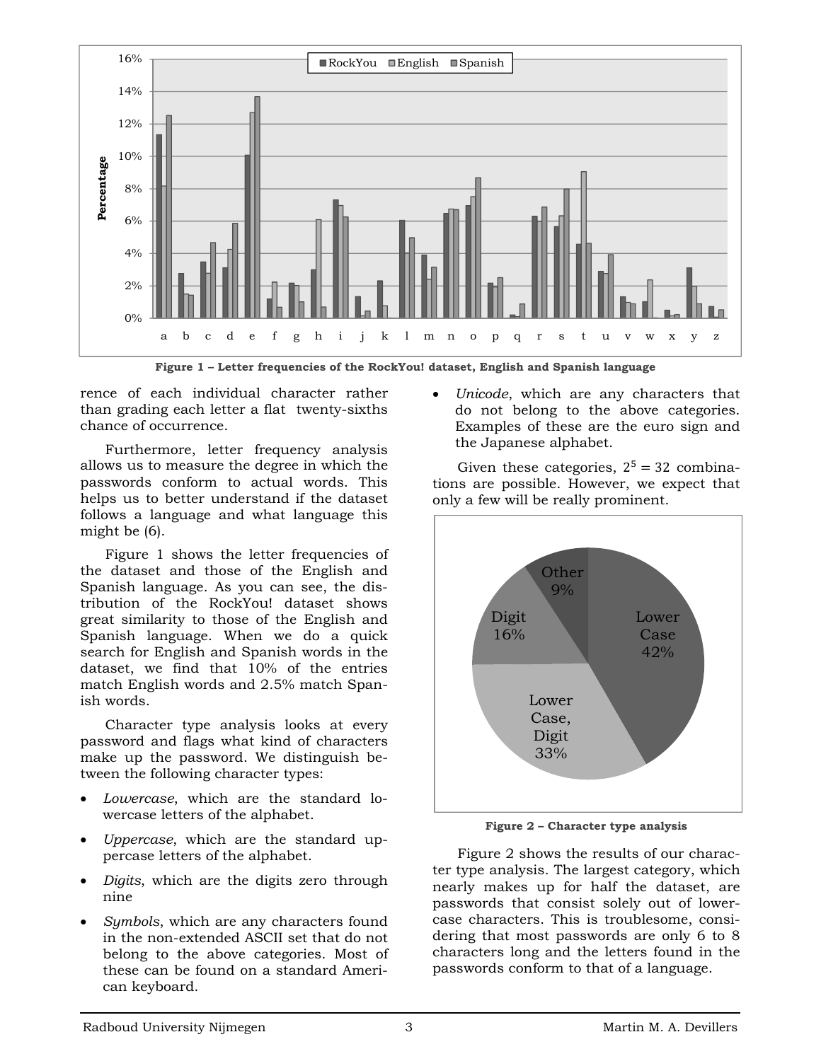Figure 1 – Letter frequencies of the RockYou! dataset, English and Spanish language

rence of each individual character rather than grading each letter a flat twenty-sixths chance of occurrence.

Furthermore, letter frequency analysis allows us to measure the degree in which the passwords conform to actual words. This helps us to better understand if the dataset follows a language and what language this might be (6).

Figure 1 shows the letter frequencies of the dataset and those of the English and Spanish language. As you can see, the distribution of the RockYou! dataset shows great similarity to those of the English and Spanish language. When we do a quick search for English and Spanish words in the dataset, we find that 10% of the entries match English words and 2.5% match Spanish words.

Character type analysis looks at every password and flags what kind of characters make up the password. We distinguish between the following character types:

- *Lowercase*, which are the standard lowercase letters of the alphabet.
- *Uppercase*, which are the standard uppercase letters of the alphabet.
- *Digits*, which are the digits zero through nine
- *Symbols*, which are any characters found in the non-extended ASCII set that do not belong to the above categories. Most of these can be found on a standard American keyboard.
- *Unicode*, which are any characters that do not belong to the above categories. Examples of these are the euro sign and the Japanese alphabet.

Given these categories, $2^5 = 32$ combinations are possible. However, we expect that only a few will be really prominent.

Figure 2 – Character type analysis

Figure 2 shows the results of our character type analysis. The largest category, which nearly makes up for half the dataset, are passwords that consist solely out of lowercase characters. This is troublesome, considering that most passwords are only 6 to 8 characters long and the letters found in the passwords conform to that of a language.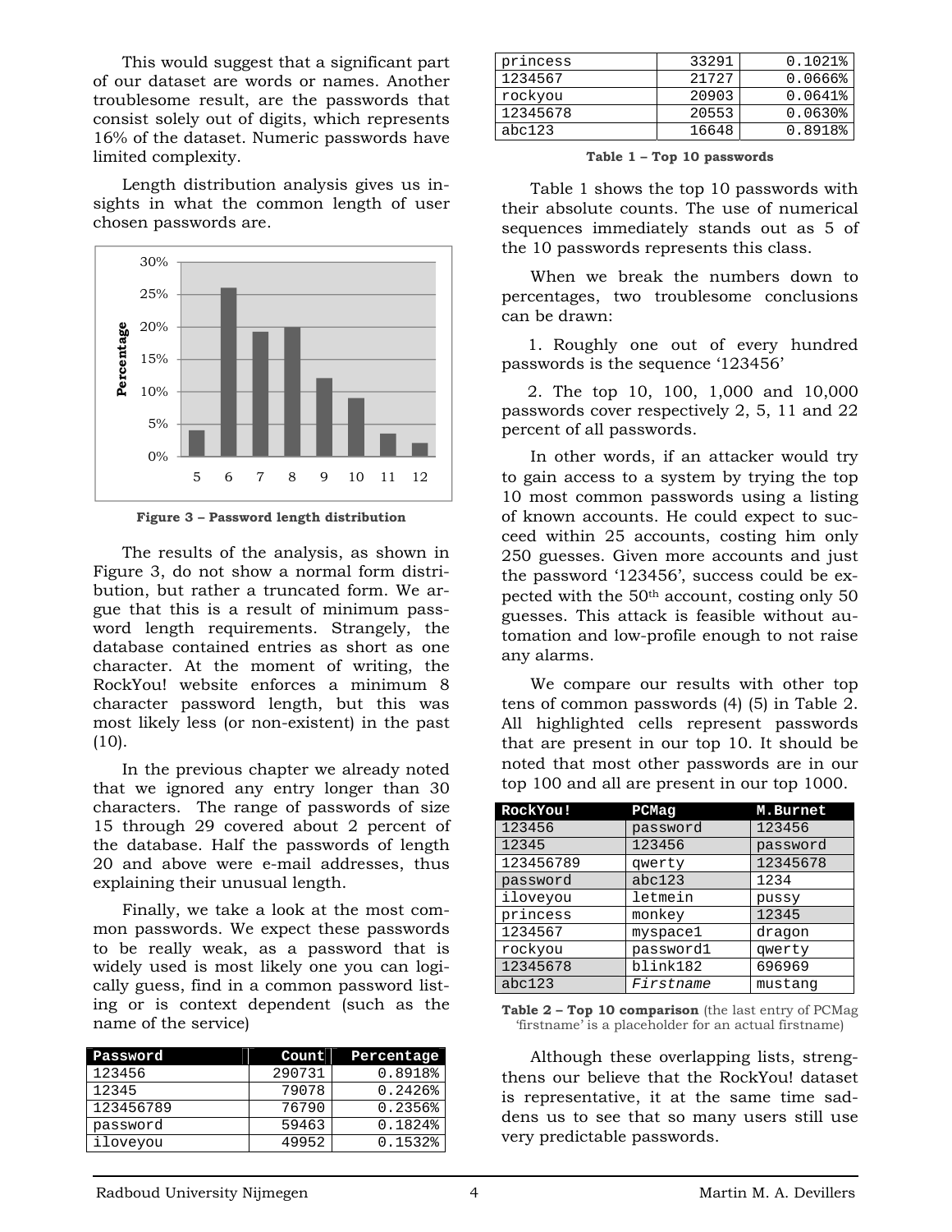This would suggest that a significant part of our dataset are words or names. Another troublesome result, are the passwords that consist solely out of digits, which represents 16% of the dataset. Numeric passwords have limited complexity.

Length distribution analysis gives us insights in what the common length of user chosen passwords are.

Figure 3 – Password length distribution

The results of the analysis, as shown in Figure 3, do not show a normal form distribution, but rather a truncated form. We argue that this is a result of minimum password length requirements. Strangely, the database contained entries as short as one character. At the moment of writing, the RockYou! website enforces a minimum 8 character password length, but this was most likely less (or non-existent) in the past (10).

In the previous chapter we already noted that we ignored any entry longer than 30 characters. The range of passwords of size 15 through 29 covered about 2 percent of the database. Half the passwords of length 20 and above were e-mail addresses, thus explaining their unusual length.

Finally, we take a look at the most common passwords. We expect these passwords to be really weak, as a password that is widely used is most likely one you can logically guess, find in a common password listing or is context dependent (such as the name of the service)

| Password | Count | Percentage |
|---|---|---|
| 123456 | 290731 | 0.8918% |
| 12345 | 79078 | 0.2426% |
| 123456789 | 76790 | 0.2356% |
| password | 59463 | 0.1824% |
| iloveyou | 49952 | 0.1532% |
| princess | 33291 | 0.1021% |
| 1234567 | 21727 | 0.0666% |
| rockyou | 20903 | 0.0641% |
| 12345678 | 20553 | 0.0630% |
| abc123 | 16648 | 0.8918% |

**Table 1 – Top 10 passwords**

Table 1 shows the top 10 passwords with their absolute counts. The use of numerical sequences immediately stands out as 5 of the 10 passwords represents this class.

When we break the numbers down to percentages, two troublesome conclusions can be drawn:

1. Roughly one out of every hundred passwords is the sequence '123456'

2. The top 10, 100, 1,000 and 10,000 passwords cover respectively 2, 5, 11 and 22 percent of all passwords.

In other words, if an attacker would try to gain access to a system by trying the top 10 most common passwords using a listing of known accounts. He could expect to succeed within 25 accounts, costing him only 250 guesses. Given more accounts and just the password '123456', success could be expected with the 50th account, costing only 50 guesses. This attack is feasible without automation and low-profile enough to not raise any alarms.

We compare our results with other top tens of common passwords (4) (5) in Table 2. All highlighted cells represent passwords that are present in our top 10. It should be noted that most other passwords are in our top 100 and all are present in our top 1000.

| RockYou! | PCMag | M.Burnet |
|---|---|---|
| 123456 | password | 123456 |
| 12345 | 123456 | password |
| 123456789 | qwerty | 12345678 |
| password | abc123 | 1234 |
| iloveyou | letmein | pussy |
| princess | monkey | 12345 |
| 1234567 | myspace1 | dragon |
| rockyou | password1 | qwerty |
| 12345678 | blink182 | 696969 |
| abc123 | *Firstname* | mustang |

**Table 2 – Top 10 comparison** (the last entry of PCMag 'firstname' is a placeholder for an actual firstname)

Although these overlapping lists, strengthens our believe that the RockYou! dataset is representative, it at the same time saddens us to see that so many users still use very predictable passwords.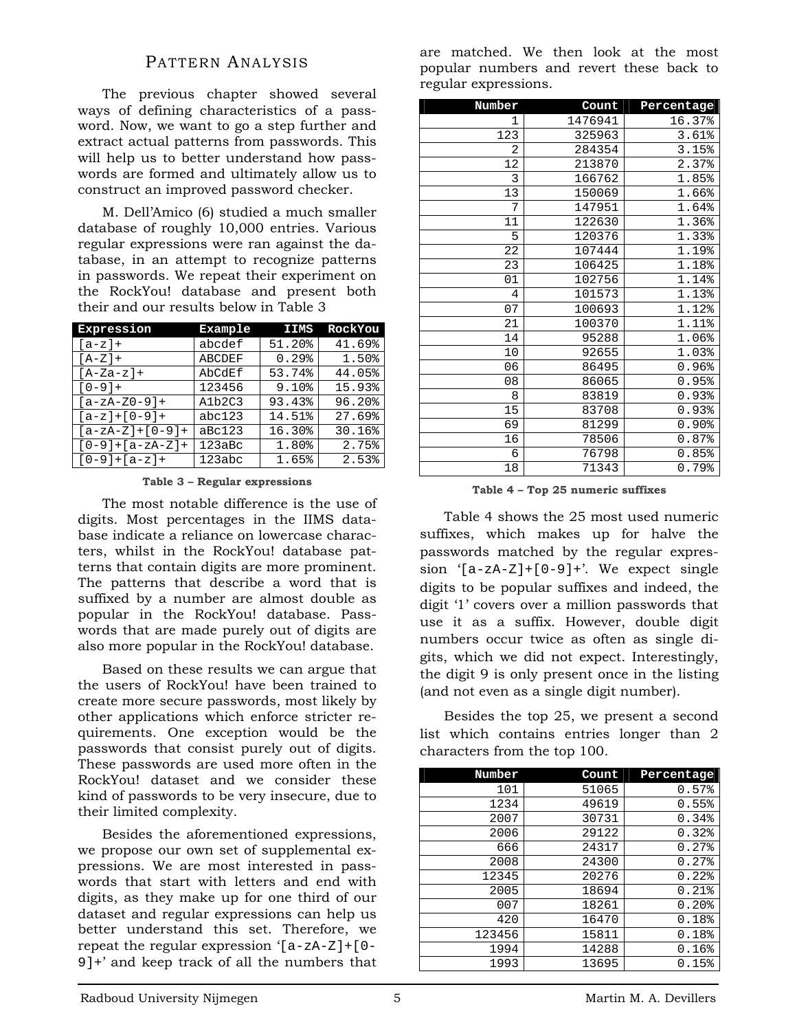## Pattern Analysis

The previous chapter showed several ways of defining characteristics of a password. Now, we want to go a step further and extract actual patterns from passwords. This will help us to better understand how passwords are formed and ultimately allow us to construct an improved password checker.

M. Dell'Amico (6) studied a much smaller database of roughly 10,000 entries. Various regular expressions were ran against the database, in an attempt to recognize patterns in passwords. We repeat their experiment on the RockYou! database and present both their and our results below in Table 3

| Expression | Example | IIMS | RockYou |
|---|---|---|---|
| [a-z]+ | abcdef | 51.20% | 41.69% |
| [A-Z]+ | ABCDEF | 0.29% | 1.50% |
| [A-Za-z]+ | AbCdEf | 53.74% | 44.05% |
| [0-9]+ | 123456 | 9.10% | 15.93% |
| [a-zA-Z0-9]+ | A1b2C3 | 93.43% | 96.20% |
| [a-z]+[0-9]+ | abc123 | 14.51% | 27.69% |
| [a-zA-Z]+[0-9]+ | aBc123 | 16.30% | 30.16% |
| [0-9]+[a-zA-Z]+ | 123aBc | 1.80% | 2.75% |
| [0-9]+[a-z]+ | 123abc | 1.65% | 2.53% |

**Table 3 – Regular expressions**

The most notable difference is the use of digits. Most percentages in the IIMS database indicate a reliance on lowercase characters, whilst in the RockYou! database patterns that contain digits are more prominent. The patterns that describe a word that is suffixed by a number are almost double as popular in the RockYou! database. Passwords that are made purely out of digits are also more popular in the RockYou! database.

Based on these results we can argue that the users of RockYou! have been trained to create more secure passwords, most likely by other applications which enforce stricter requirements. One exception would be the passwords that consist purely out of digits. These passwords are used more often in the RockYou! dataset and we consider these kind of passwords to be very insecure, due to their limited complexity.

Besides the aforementioned expressions, we propose our own set of supplemental expressions. We are most interested in passwords that start with letters and end with digits, as they make up for one third of our dataset and regular expressions can help us better understand this set. Therefore, we repeat the regular expression '[a-zA-Z]+[0-9]+' and keep track of all the numbers that are matched. We then look at the most popular numbers and revert these back to regular expressions.

| Number | Count | Percentage |
|---|---|---|
| 1 | 1476941 | 16.37% |
| 123 | 325963 | 3.61% |
| 2 | 284354 | 3.15% |
| 12 | 213870 | 2.37% |
| 3 | 166762 | 1.85% |
| 13 | 150069 | 1.66% |
| 7 | 147951 | 1.64% |
| 11 | 122630 | 1.36% |
| 5 | 120376 | 1.33% |
| 22 | 107444 | 1.19% |
| 23 | 106425 | 1.18% |
| 01 | 102756 | 1.14% |
| 4 | 101573 | 1.13% |
| 07 | 100693 | 1.12% |
| 21 | 100370 | 1.11% |
| 14 | 95288 | 1.06% |
| 10 | 92655 | 1.03% |
| 06 | 86495 | 0.96% |
| 08 | 86065 | 0.95% |
| 8 | 83819 | 0.93% |
| 15 | 83708 | 0.93% |
| 69 | 81299 | 0.90% |
| 16 | 78506 | 0.87% |
| 6 | 76798 | 0.85% |
| 18 | 71343 | 0.79% |

**Table 4 – Top 25 numeric suffixes**

Table 4 shows the 25 most used numeric suffixes, which makes up for halve the passwords matched by the regular expression '[a-zA-Z]+[0-9]+'. We expect single digits to be popular suffixes and indeed, the digit '1' covers over a million passwords that use it as a suffix. However, double digit numbers occur twice as often as single digits, which we did not expect. Interestingly, the digit 9 is only present once in the listing (and not even as a single digit number).

Besides the top 25, we present a second list which contains entries longer than 2 characters from the top 100.

| Number | Count | Percentage |
|---|---|---|
| 101 | 51065 | 0.57% |
| 1234 | 49619 | 0.55% |
| 2007 | 30731 | 0.34% |
| 2006 | 29122 | 0.32% |
| 666 | 24317 | 0.27% |
| 2008 | 24300 | 0.27% |
| 12345 | 20276 | 0.22% |
| 2005 | 18694 | 0.21% |
| 007 | 18261 | 0.20% |
| 420 | 16470 | 0.18% |
| 123456 | 15811 | 0.18% |
| 1994 | 14288 | 0.16% |
| 1993 | 13695 | 0.15% |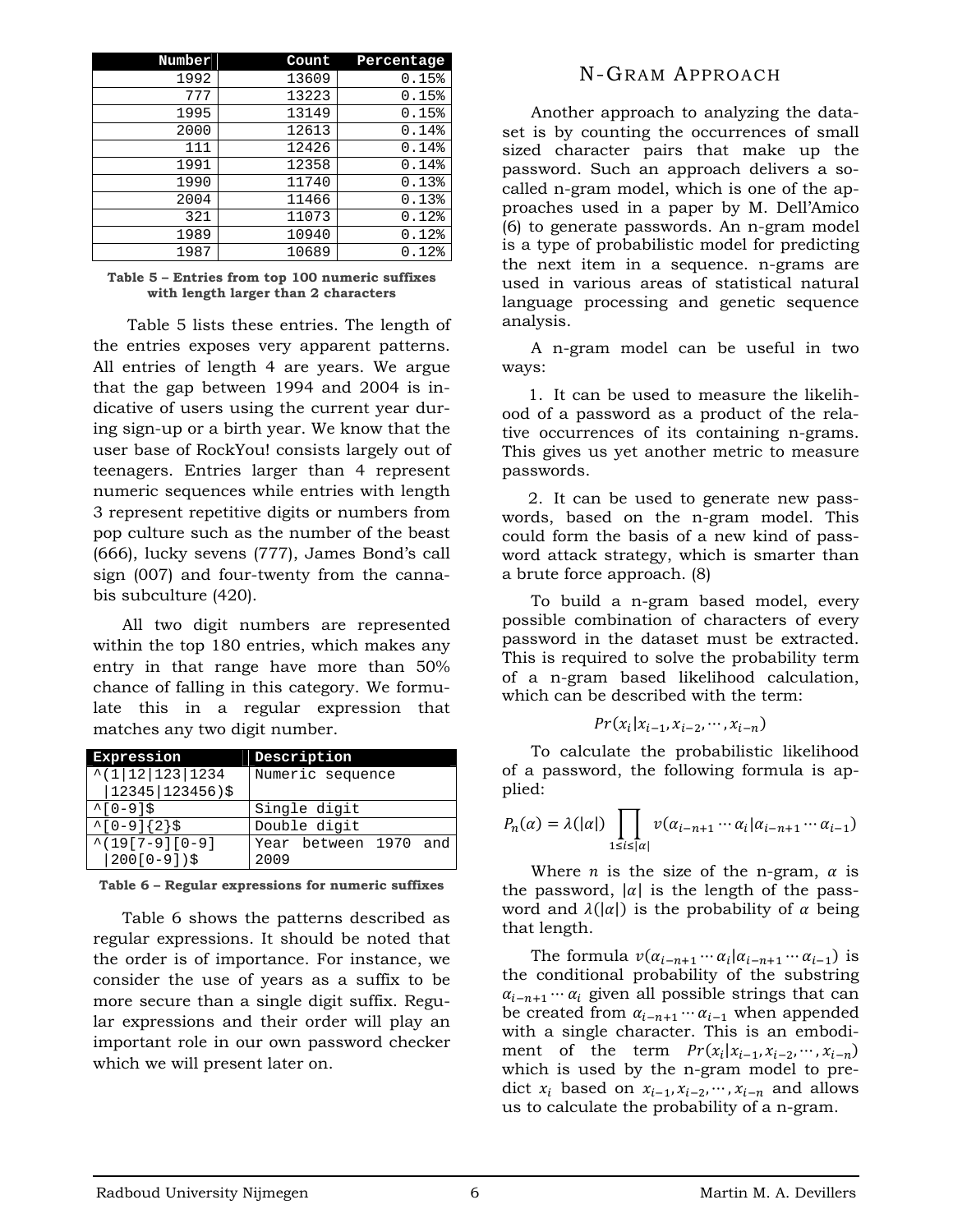| Number | Count | Percentage |
|---|---|---|
| 1992 | 13609 | 0.15% |
| 777 | 13223 | 0.15% |
| 1995 | 13149 | 0.15% |
| 2000 | 12613 | 0.14% |
| 111 | 12426 | 0.14% |
| 1991 | 12358 | 0.14% |
| 1990 | 11740 | 0.13% |
| 2004 | 11466 | 0.13% |
| 321 | 11073 | 0.12% |
| 1989 | 10940 | 0.12% |
| 1987 | 10689 | 0.12% |

**Table 5 – Entries from top 100 numeric suffixes with length larger than 2 characters**

Table 5 lists these entries. The length of the entries exposes very apparent patterns. All entries of length 4 are years. We argue that the gap between 1994 and 2004 is indicative of users using the current year during sign-up or a birth year. We know that the user base of RockYou! consists largely out of teenagers. Entries larger than 4 represent numeric sequences while entries with length 3 represent repetitive digits or numbers from pop culture such as the number of the beast (666), lucky sevens (777), James Bond's call sign (007) and four-twenty from the cannabis subculture (420).

All two digit numbers are represented within the top 180 entries, which makes any entry in that range have more than 50% chance of falling in this category. We formulate this in a regular expression that matches any two digit number.

| Expression | Description |
|---|---|
| ^(1\|12\|123\|1234 \|12345\|123456)$ | Numeric sequence |
| ^[0-9]$ | Single digit |
| ^[0-9]{2}$ | Double digit |
| ^(19[7-9][0-9] \|200[0-9])$ | Year between 1970 and 2009 |

**Table 6 – Regular expressions for numeric suffixes**

Table 6 shows the patterns described as regular expressions. It should be noted that the order is of importance. For instance, we consider the use of years as a suffix to be more secure than a single digit suffix. Regular expressions and their order will play an important role in our own password checker which we will present later on.

## N-Gram Approach

Another approach to analyzing the dataset is by counting the occurrences of small sized character pairs that make up the password. Such an approach delivers a so-called n-gram model, which is one of the approaches used in a paper by M. Dell'Amico (6) to generate passwords. An n-gram model is a type of probabilistic model for predicting the next item in a sequence. n-grams are used in various areas of statistical natural language processing and genetic sequence analysis.

A n-gram model can be useful in two ways:

1. It can be used to measure the likelihood of a password as a product of the relative occurrences of its containing n-grams. This gives us yet another metric to measure passwords.

2. It can be used to generate new passwords, based on the n-gram model. This could form the basis of a new kind of password attack strategy, which is smarter than a brute force approach. (8)

To build a n-gram based model, every possible combination of characters of every password in the dataset must be extracted. This is required to solve the probability term of a n-gram based likelihood calculation, which can be described with the term:

$$Pr(x_i|x_{i-1}, x_{i-2}, \cdots, x_{i-n})$$

To calculate the probabilistic likelihood of a password, the following formula is applied:

$$P_n(\alpha) = \lambda(|\alpha|) \prod_{1 \leq i \leq |\alpha|} v(\alpha_{i-n+1} \cdots \alpha_i | \alpha_{i-n+1} \cdots \alpha_{i-1})$$

Where $n$ is the size of the n-gram, $\alpha$ is the password, $|\alpha|$ is the length of the password and $\lambda(|\alpha|)$ is the probability of $\alpha$ being that length.

The formula $v(\alpha_{i-n+1} \cdots \alpha_i | \alpha_{i-n+1} \cdots \alpha_{i-1})$ is the conditional probability of the substring $\alpha_{i-n+1} \cdots \alpha_i$ given all possible strings that can be created from $\alpha_{i-n+1} \cdots \alpha_{i-1}$ when appended with a single character. This is an embodiment of the term $Pr(x_i|x_{i-1}, x_{i-2}, \cdots, x_{i-n})$ which is used by the n-gram model to predict $x_i$ based on $x_{i-1}, x_{i-2}, \cdots, x_{i-n}$ and allows us to calculate the probability of a n-gram.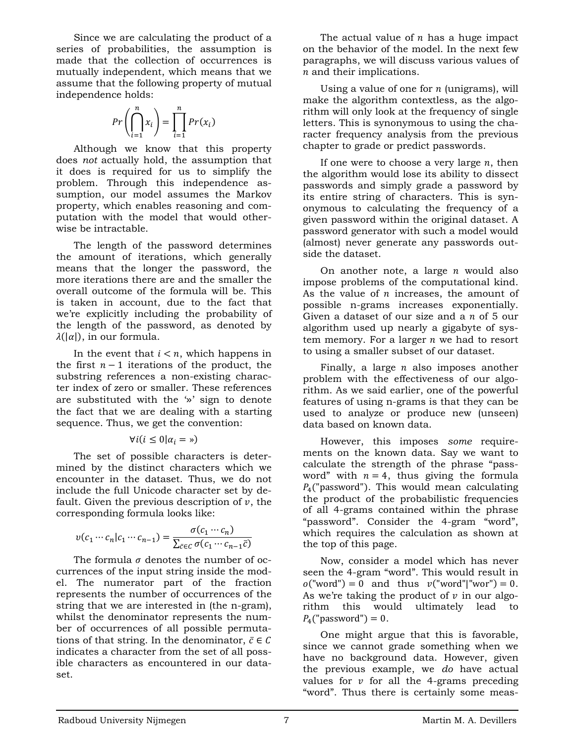Since we are calculating the product of a series of probabilities, the assumption is made that the collection of occurrences is mutually independent, which means that we assume that the following property of mutual independence holds:

$$Pr\left(\bigcap_{i=1}^{n} x_i\right) = \prod_{i=1}^{n} Pr(x_i)$$

Although we know that this property does *not* actually hold, the assumption that it does is required for us to simplify the problem. Through this independence assumption, our model assumes the Markov property, which enables reasoning and computation with the model that would otherwise be intractable.

The length of the password determines the amount of iterations, which generally means that the longer the password, the more iterations there are and the smaller the overall outcome of the formula will be. This is taken in account, due to the fact that we're explicitly including the probability of the length of the password, as denoted by $\lambda(|\alpha|)$, in our formula.

In the event that $i < n$, which happens in the first $n - 1$ iterations of the product, the substring references a non-existing character index of zero or smaller. These references are substituted with the '»' sign to denote the fact that we are dealing with a starting sequence. Thus, we get the convention:

$$\forall i (i \leq 0 | \alpha_i = \text{»})$$

The set of possible characters is determined by the distinct characters which we encounter in the dataset. Thus, we do not include the full Unicode character set by default. Given the previous description of $v$, the corresponding formula looks like:

$$v(c_1 \cdots c_n | c_1 \cdots c_{n-1}) = \frac{\sigma(c_1 \cdots c_n)}{\sum_{\bar{c} \in C} \sigma(c_1 \cdots c_{n-1}\bar{c})}$$

The formula $\sigma$ denotes the number of occurrences of the input string inside the model. The numerator part of the fraction represents the number of occurrences of the string that we are interested in (the n-gram), whilst the denominator represents the number of occurrences of all possible permutations of that string. In the denominator, $\bar{c} \in C$ indicates a character from the set of all possible characters as encountered in our dataset.

The actual value of $n$ has a huge impact on the behavior of the model. In the next few paragraphs, we will discuss various values of $n$ and their implications.

Using a value of one for $n$ (unigrams), will make the algorithm contextless, as the algorithm will only look at the frequency of single letters. This is synonymous to using the character frequency analysis from the previous chapter to grade or predict passwords.

If one were to choose a very large $n$, then the algorithm would lose its ability to dissect passwords and simply grade a password by its entire string of characters. This is synonymous to calculating the frequency of a given password within the original dataset. A password generator with such a model would (almost) never generate any passwords outside the dataset.

On another note, a large $n$ would also impose problems of the computational kind. As the value of $n$ increases, the amount of possible n-grams increases exponentially. Given a dataset of our size and a $n$ of 5 our algorithm used up nearly a gigabyte of system memory. For a larger $n$ we had to resort to using a smaller subset of our dataset.

Finally, a large $n$ also imposes another problem with the effectiveness of our algorithm. As we said earlier, one of the powerful features of using n-grams is that they can be used to analyze or produce new (unseen) data based on known data.

However, this imposes *some* requirements on the known data. Say we want to calculate the strength of the phrase "password" with $n = 4$, thus giving the formula $P_4(\text{"password"})$. This would mean calculating the product of the probabilistic frequencies of all 4-grams contained within the phrase "password". Consider the 4-gram "word", which requires the calculation as shown at the top of this page.

Now, consider a model which has never seen the 4-gram "word". This would result in $o(\text{"word"}) = 0$ and thus $v(\text{"word"}|\text{"wor"}) = 0$. As we're taking the product of $v$ in our algorithm this would ultimately lead to $P_4(\text{"password"}) = 0$.

One might argue that this is favorable, since we cannot grade something when we have no background data. However, given the previous example, we *do* have actual values for $v$ for all the 4-grams preceding "word". Thus there is certainly some meas-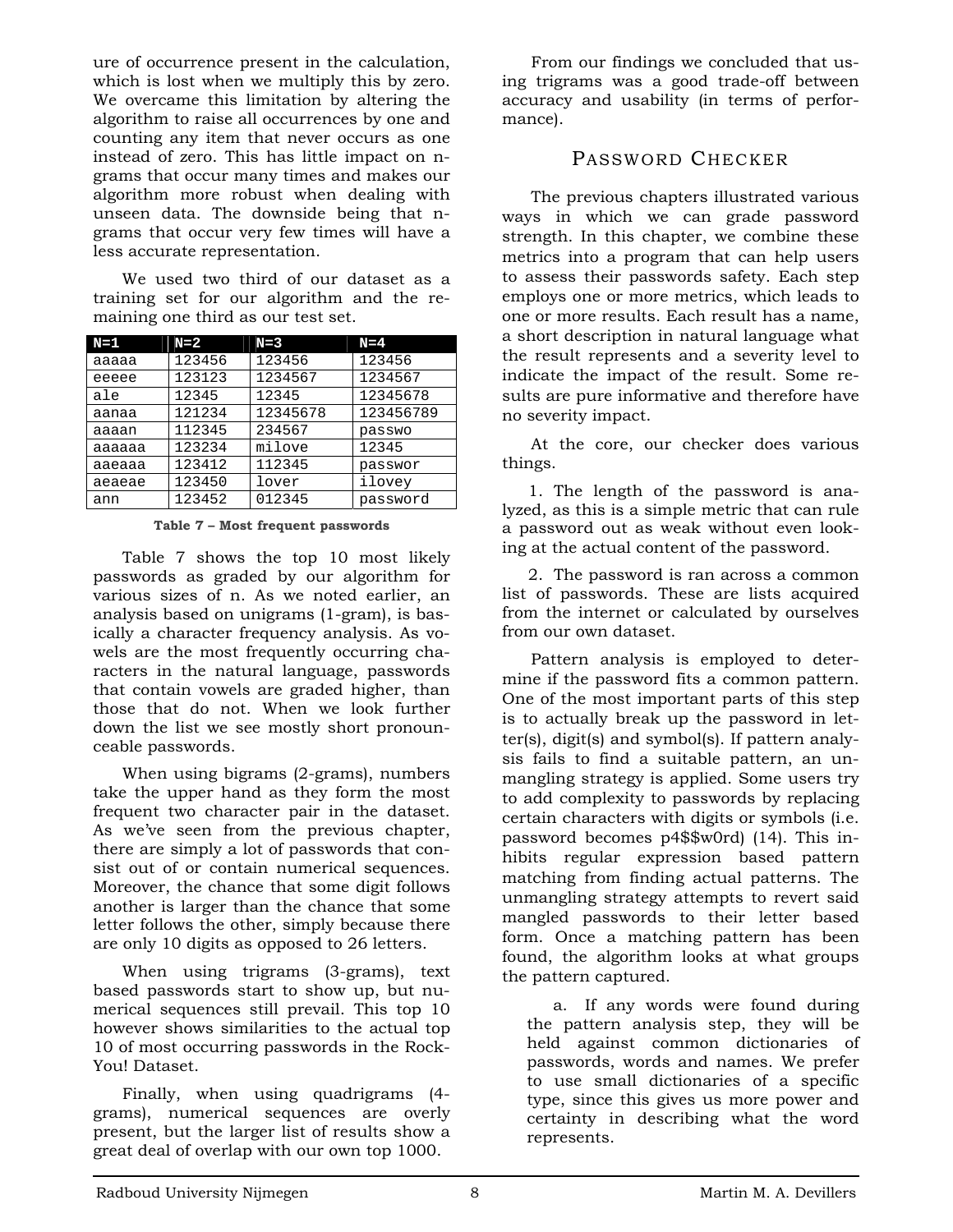ure of occurrence present in the calculation, which is lost when we multiply this by zero. We overcame this limitation by altering the algorithm to raise all occurrences by one and counting any item that never occurs as one instead of zero. This has little impact on n-grams that occur many times and makes our algorithm more robust when dealing with unseen data. The downside being that n-grams that occur very few times will have a less accurate representation.

We used two third of our dataset as a training set for our algorithm and the remaining one third as our test set.

| N=1 | N=2 | N=3 | N=4 |
|---|---|---|---|
| aaaaa | 123456 | 123456 | 123456 |
| eeeee | 123123 | 1234567 | 1234567 |
| ale | 12345 | 12345 | 12345678 |
| aanaa | 121234 | 12345678 | 123456789 |
| aaaan | 112345 | 234567 | passwo |
| aaaaaa | 123234 | milove | 12345 |
| aaeaaa | 123412 | 112345 | passwor |
| aeaeae | 123450 | lover | ilovey |
| ann | 123452 | 012345 | password |

**Table 7 – Most frequent passwords**

Table 7 shows the top 10 most likely passwords as graded by our algorithm for various sizes of n. As we noted earlier, an analysis based on unigrams (1-gram), is basically a character frequency analysis. As vowels are the most frequently occurring characters in the natural language, passwords that contain vowels are graded higher, than those that do not. When we look further down the list we see mostly short pronounceable passwords.

When using bigrams (2-grams), numbers take the upper hand as they form the most frequent two character pair in the dataset. As we've seen from the previous chapter, there are simply a lot of passwords that consist out of or contain numerical sequences. Moreover, the chance that some digit follows another is larger than the chance that some letter follows the other, simply because there are only 10 digits as opposed to 26 letters.

When using trigrams (3-grams), text based passwords start to show up, but numerical sequences still prevail. This top 10 however shows similarities to the actual top 10 of most occurring passwords in the RockYou! Dataset.

Finally, when using quadrigrams (4-grams), numerical sequences are overly present, but the larger list of results show a great deal of overlap with our own top 1000.

From our findings we concluded that using trigrams was a good trade-off between accuracy and usability (in terms of performance).

## Password Checker

The previous chapters illustrated various ways in which we can grade password strength. In this chapter, we combine these metrics into a program that can help users to assess their passwords safety. Each step employs one or more metrics, which leads to one or more results. Each result has a name, a short description in natural language what the result represents and a severity level to indicate the impact of the result. Some results are pure informative and therefore have no severity impact.

At the core, our checker does various things.

1. The length of the password is analyzed, as this is a simple metric that can rule a password out as weak without even looking at the actual content of the password.

2. The password is ran across a common list of passwords. These are lists acquired from the internet or calculated by ourselves from our own dataset.

Pattern analysis is employed to determine if the password fits a common pattern. One of the most important parts of this step is to actually break up the password in letter(s), digit(s) and symbol(s). If pattern analysis fails to find a suitable pattern, an unmangling strategy is applied. Some users try to add complexity to passwords by replacing certain characters with digits or symbols (i.e. password becomes p4$$w0rd) (14). This inhibits regular expression based pattern matching from finding actual patterns. The unmangling strategy attempts to revert said mangled passwords to their letter based form. Once a matching pattern has been found, the algorithm looks at what groups the pattern captured.

a. If any words were found during the pattern analysis step, they will be held against common dictionaries of passwords, words and names. We prefer to use small dictionaries of a specific type, since this gives us more power and certainty in describing what the word represents.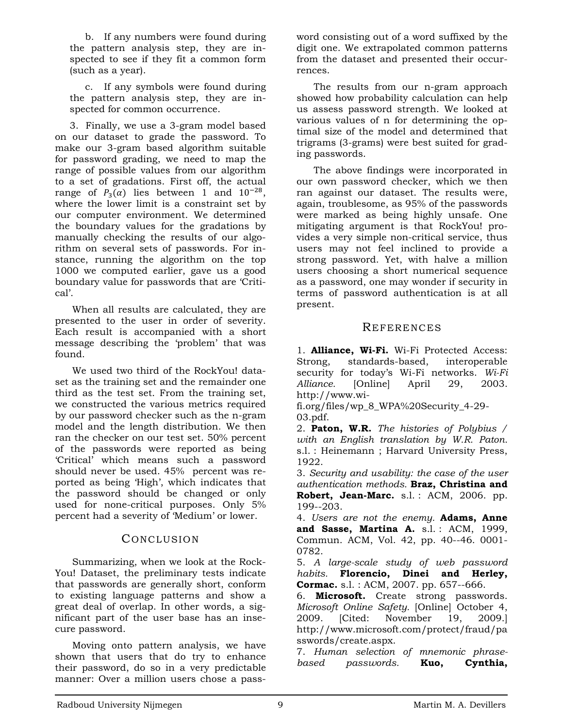b. If any numbers were found during the pattern analysis step, they are inspected to see if they fit a common form (such as a year).

c. If any symbols were found during the pattern analysis step, they are inspected for common occurrence.

3. Finally, we use a 3-gram model based on our dataset to grade the password. To make our 3-gram based algorithm suitable for password grading, we need to map the range of possible values from our algorithm to a set of gradations. First off, the actual range of $P_3(\alpha)$ lies between 1 and $10^{-28}$, where the lower limit is a constraint set by our computer environment. We determined the boundary values for the gradations by manually checking the results of our algorithm on several sets of passwords. For instance, running the algorithm on the top 1000 we computed earlier, gave us a good boundary value for passwords that are 'Critical'.

When all results are calculated, they are presented to the user in order of severity. Each result is accompanied with a short message describing the 'problem' that was found.

We used two third of the RockYou! dataset as the training set and the remainder one third as the test set. From the training set, we constructed the various metrics required by our password checker such as the n-gram model and the length distribution. We then ran the checker on our test set. 50% percent of the passwords were reported as being 'Critical' which means such a password should never be used. 45% percent was reported as being 'High', which indicates that the password should be changed or only used for none-critical purposes. Only 5% percent had a severity of 'Medium' or lower.

## Conclusion

Summarizing, when we look at the RockYou! Dataset, the preliminary tests indicate that passwords are generally short, conform to existing language patterns and show a great deal of overlap. In other words, a significant part of the user base has an insecure password.

Moving onto pattern analysis, we have shown that users that do try to enhance their password, do so in a very predictable manner: Over a million users chose a password consisting out of a word suffixed by the digit one. We extrapolated common patterns from the dataset and presented their occurrences.

The results from our n-gram approach showed how probability calculation can help us assess password strength. We looked at various values of n for determining the optimal size of the model and determined that trigrams (3-grams) were best suited for grading passwords.

The above findings were incorporated in our own password checker, which we then ran against our dataset. The results were, again, troublesome, as 95% of the passwords were marked as being highly unsafe. One mitigating argument is that RockYou! provides a very simple non-critical service, thus users may not feel inclined to provide a strong password. Yet, with halve a million users choosing a short numerical sequence as a password, one may wonder if security in terms of password authentication is at all present.

## References

1. **Alliance, Wi-Fi.** Wi-Fi Protected Access: Strong, standards-based, interoperable security for today's Wi-Fi networks. *Wi-Fi Alliance.* [Online] April 29, 2003. http://www.wi-fi.org/files/wp_8_WPA%20Security_4-29-03.pdf.
2. **Paton, W.R.** *The histories of Polybius / with an English translation by W.R. Paton.* s.l. : Heinemann ; Harvard University Press, 1922.
3. *Security and usability: the case of the user authentication methods.* **Braz, Christina and Robert, Jean-Marc.** s.l. : ACM, 2006. pp. 199--203.
4. *Users are not the enemy.* **Adams, Anne and Sasse, Martina A.** s.l. : ACM, 1999, Commun. ACM, Vol. 42, pp. 40--46. 0001-0782.
5. *A large-scale study of web password habits.* **Florencio, Dinei and Herley, Cormac.** s.l. : ACM, 2007. pp. 657--666.
6. **Microsoft.** Create strong passwords. *Microsoft Online Safety.* [Online] October 4, 2009. [Cited: November 19, 2009.] http://www.microsoft.com/protect/fraud/passwords/create.aspx.
7. *Human selection of mnemonic phrase-based passwords.* **Kuo, Cynthia,**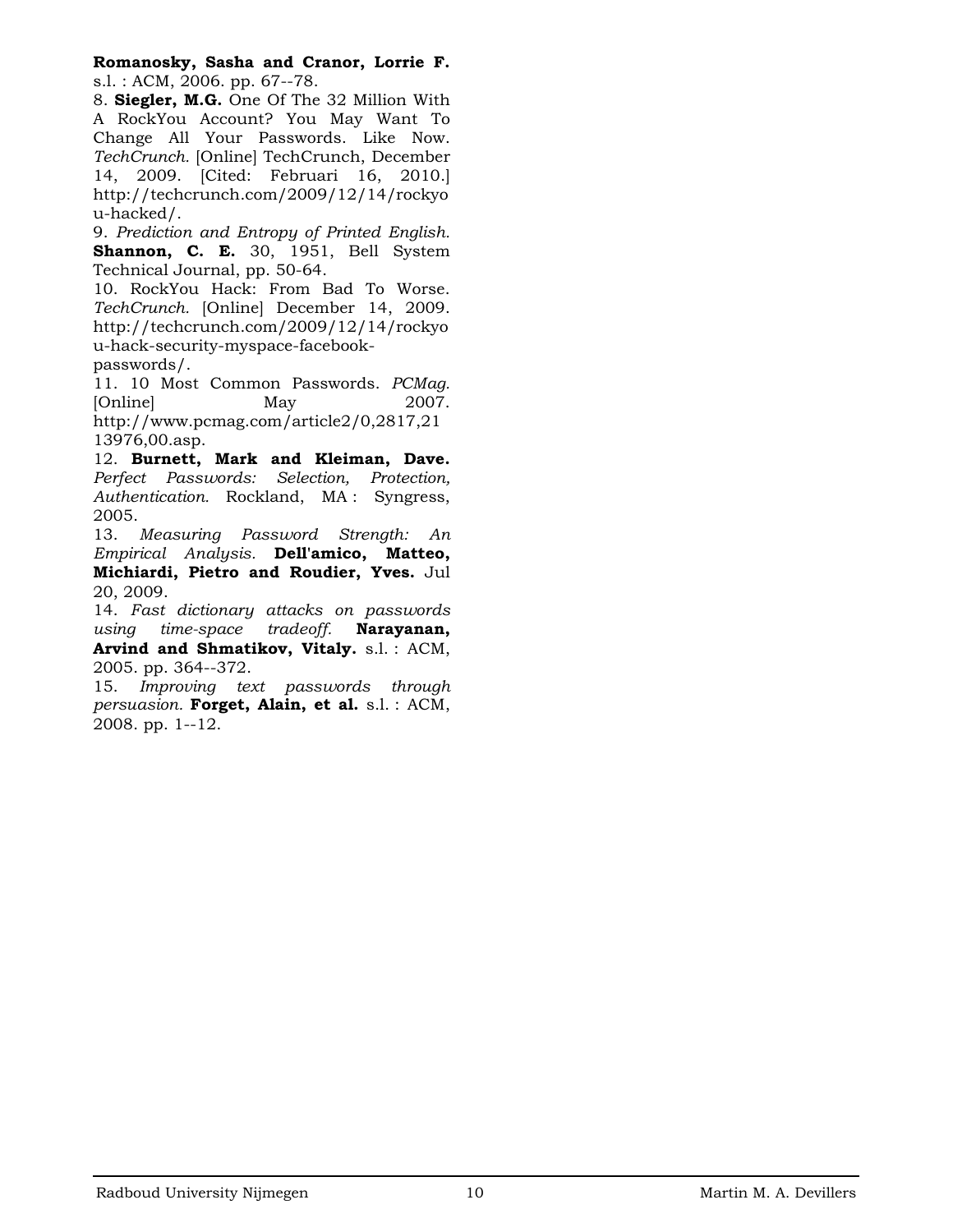**Romanosky, Sasha and Cranor, Lorrie F.** s.l. : ACM, 2006. pp. 67--78.

8. **Siegler, M.G.** One Of The 32 Million With A RockYou Account? You May Want To Change All Your Passwords. Like Now. *TechCrunch.* [Online] TechCrunch, December 14, 2009. [Cited: Februari 16, 2010.] http://techcrunch.com/2009/12/14/rockyou-hacked/.

9. *Prediction and Entropy of Printed English.* **Shannon, C. E.** 30, 1951, Bell System Technical Journal, pp. 50-64.

10. RockYou Hack: From Bad To Worse. *TechCrunch.* [Online] December 14, 2009. http://techcrunch.com/2009/12/14/rockyou-hack-security-myspace-facebook-passwords/.

11. 10 Most Common Passwords. *PCMag.* [Online] May 2007. http://www.pcmag.com/article2/0,2817,2113976,00.asp.

12. **Burnett, Mark and Kleiman, Dave.** *Perfect Passwords: Selection, Protection, Authentication.* Rockland, MA : Syngress, 2005.

13. *Measuring Password Strength: An Empirical Analysis.* **Dell'amico, Matteo, Michiardi, Pietro and Roudier, Yves.** Jul 20, 2009.

14. *Fast dictionary attacks on passwords using time-space tradeoff.* **Narayanan, Arvind and Shmatikov, Vitaly.** s.l. : ACM, 2005. pp. 364--372.

15. *Improving text passwords through persuasion.* **Forget, Alain, et al.** s.l. : ACM, 2008. pp. 1--12.